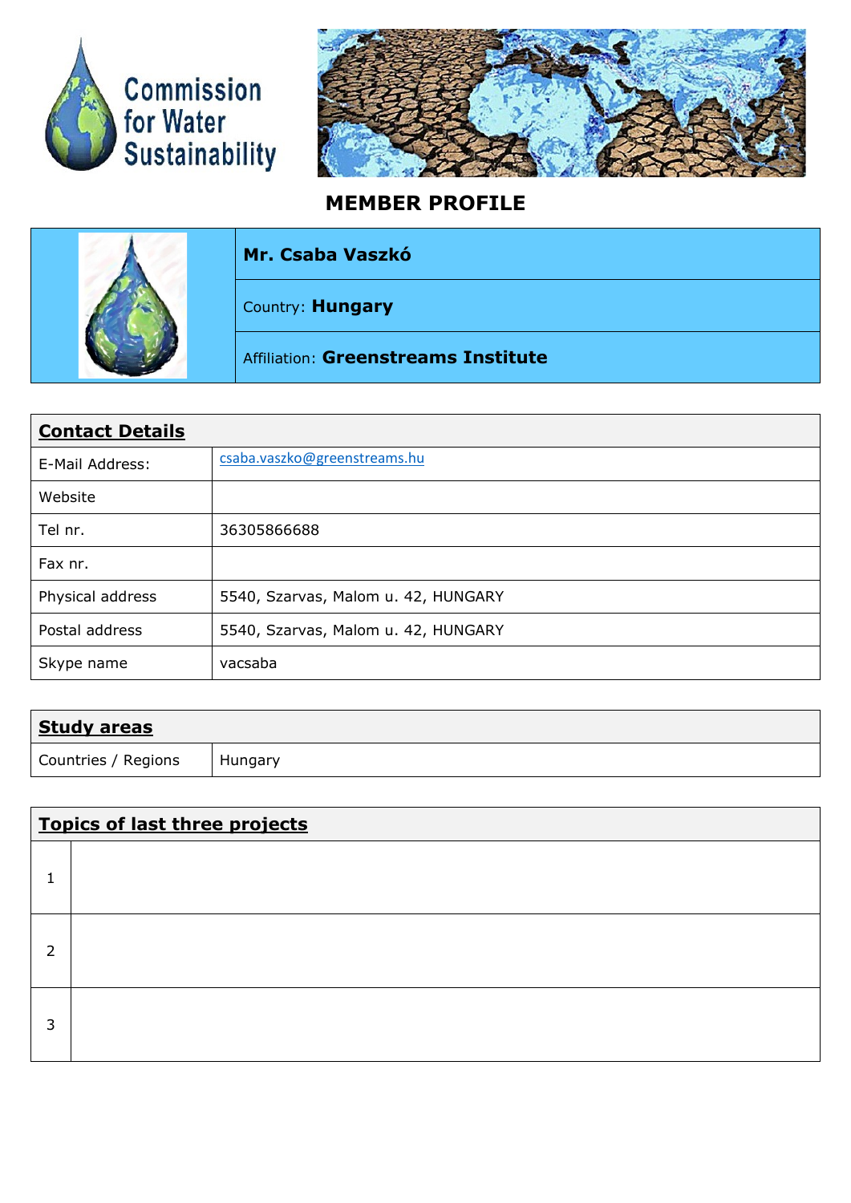Commission for Water Sustainability

# MEMBER PROFILE

| | |
|---|---|
| | **Mr. Csaba Vaszkó** |
| | Country: **Hungary** |
| | Affiliation: **Greenstreams Institute** |

| **Contact Details** | |
|---|---|
| E-Mail Address: | csaba.vaszko@greenstreams.hu |
| Website | |
| Tel nr. | 36305866688 |
| Fax nr. | |
| Physical address | 5540, Szarvas, Malom u. 42, HUNGARY |
| Postal address | 5540, Szarvas, Malom u. 42, HUNGARY |
| Skype name | vacsaba |

| **Study areas** | |
|---|---|
| Countries / Regions | Hungary |

| **Topics of last three projects** | |
|---|---|
| 1 | |
| 2 | |
| 3 | |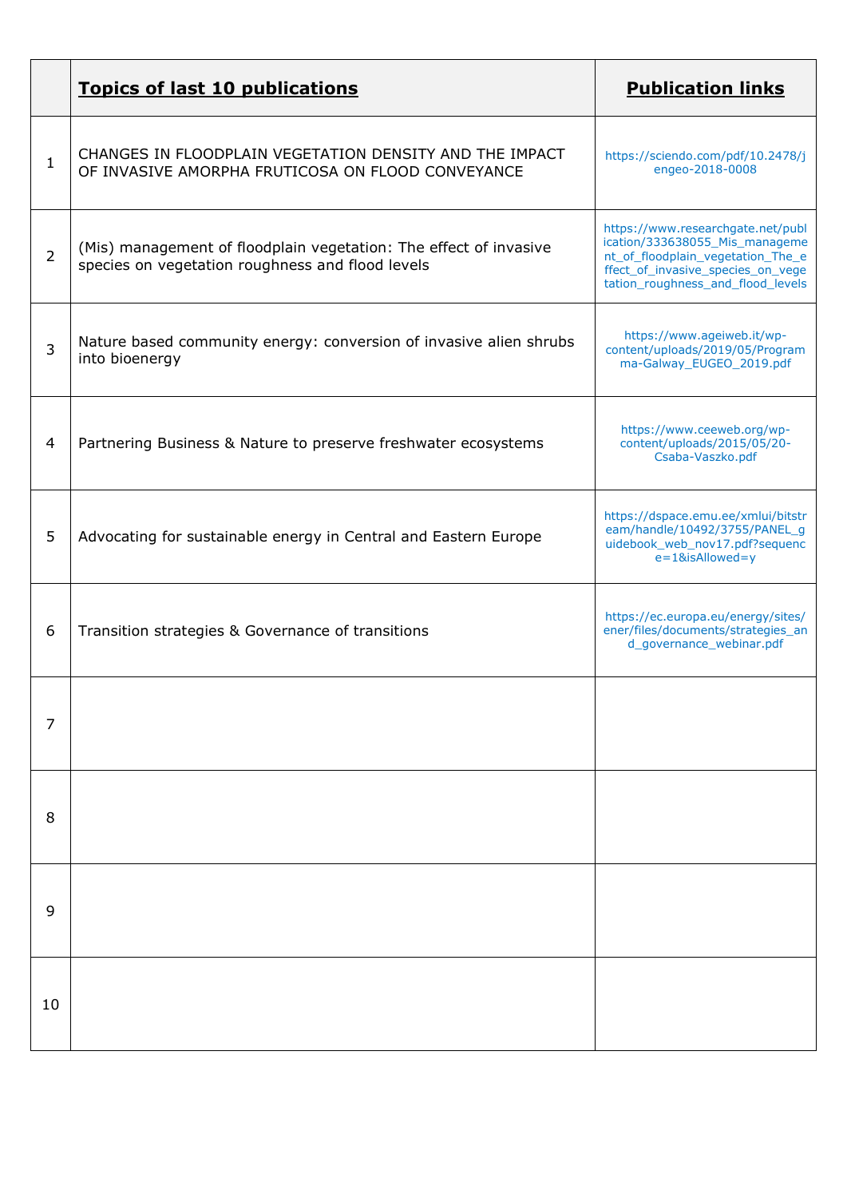| | **Topics of last 10 publications** | **Publication links** |
|---|---|---|
| 1 | CHANGES IN FLOODPLAIN VEGETATION DENSITY AND THE IMPACT OF INVASIVE AMORPHA FRUTICOSA ON FLOOD CONVEYANCE | https://sciendo.com/pdf/10.2478/jengeo-2018-0008 |
| 2 | (Mis) management of floodplain vegetation: The effect of invasive species on vegetation roughness and flood levels | https://www.researchgate.net/publication/333638055_Mis_management_of_floodplain_vegetation_The_effect_of_invasive_species_on_vegetation_roughness_and_flood_levels |
| 3 | Nature based community energy: conversion of invasive alien shrubs into bioenergy | https://www.ageiweb.it/wp-content/uploads/2019/05/Programma-Galway_EUGEO_2019.pdf |
| 4 | Partnering Business & Nature to preserve freshwater ecosystems | https://www.ceeweb.org/wp-content/uploads/2015/05/20-Csaba-Vaszko.pdf |
| 5 | Advocating for sustainable energy in Central and Eastern Europe | https://dspace.emu.ee/xmlui/bitstream/handle/10492/3755/PANEL_guidebook_web_nov17.pdf?sequence=1&isAllowed=y |
| 6 | Transition strategies & Governance of transitions | https://ec.europa.eu/energy/sites/ener/files/documents/strategies_and_governance_webinar.pdf |
| 7 | | |
| 8 | | |
| 9 | | |
| 10 | | |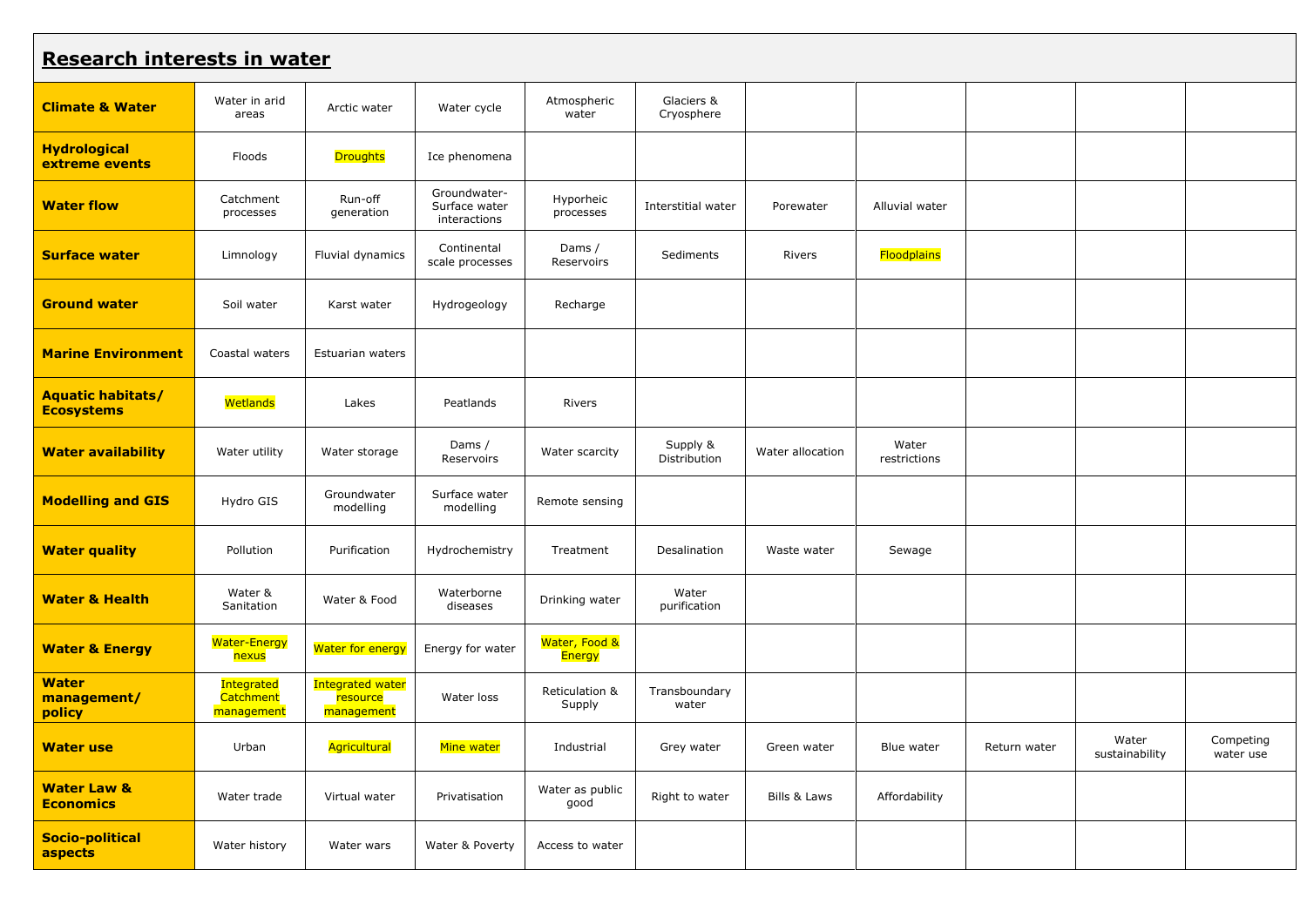## Research interests in water

| | | | | | | | | | | |
|---|---|---|---|---|---|---|---|---|---|---|
| **Climate & Water** | Water in arid areas | Arctic water | Water cycle | Atmospheric water | Glaciers & Cryosphere | | | | | |
| **Hydrological extreme events** | Floods | Droughts | Ice phenomena | | | | | | | |
| **Water flow** | Catchment processes | Run-off generation | Groundwater-Surface water interactions | Hyporheic processes | Interstitial water | Porewater | Alluvial water | | | |
| **Surface water** | Limnology | Fluvial dynamics | Continental scale processes | Dams / Reservoirs | Sediments | Rivers | Floodplains | | | |
| **Ground water** | Soil water | Karst water | Hydrogeology | Recharge | | | | | | |
| **Marine Environment** | Coastal waters | Estuarian waters | | | | | | | | |
| **Aquatic habitats/ Ecosystems** | Wetlands | Lakes | Peatlands | Rivers | | | | | | |
| **Water availability** | Water utility | Water storage | Dams / Reservoirs | Water scarcity | Supply & Distribution | Water allocation | Water restrictions | | | |
| **Modelling and GIS** | Hydro GIS | Groundwater modelling | Surface water modelling | Remote sensing | | | | | | |
| **Water quality** | Pollution | Purification | Hydrochemistry | Treatment | Desalination | Waste water | Sewage | | | |
| **Water & Health** | Water & Sanitation | Water & Food | Waterborne diseases | Drinking water | Water purification | | | | | |
| **Water & Energy** | Water-Energy nexus | Water for energy | Energy for water | Water, Food & Energy | | | | | | |
| **Water management/ policy** | Integrated Catchment management | Integrated water resource management | Water loss | Reticulation & Supply | Transboundary water | | | | | |
| **Water use** | Urban | Agricultural | Mine water | Industrial | Grey water | Green water | Blue water | Return water | Water sustainability | Competing water use |
| **Water Law & Economics** | Water trade | Virtual water | Privatisation | Water as public good | Right to water | Bills & Laws | Affordability | | | |
| **Socio-political aspects** | Water history | Water wars | Water & Poverty | Access to water | | | | | | |